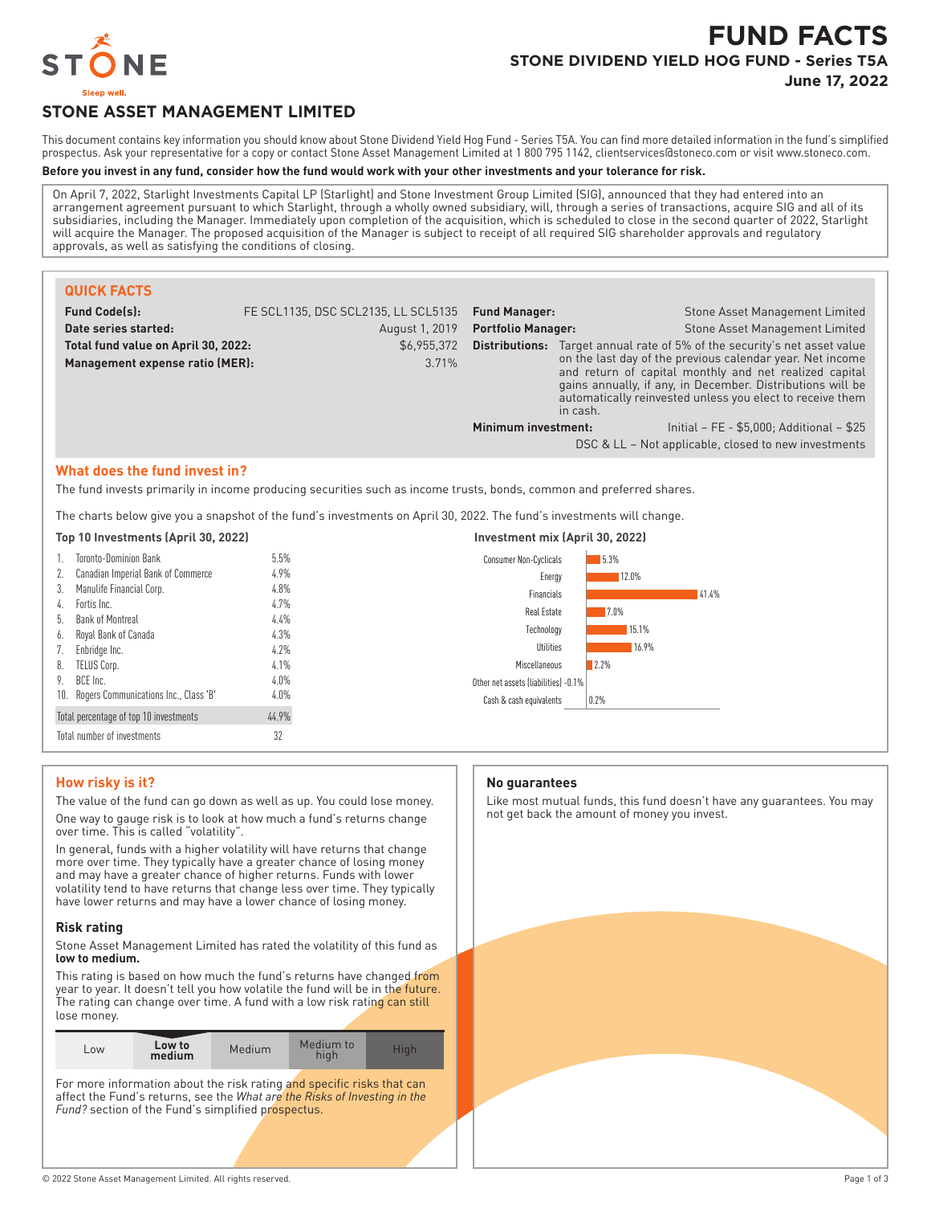# FUND FACTS

## STONE DIVIDEND YIELD HOG FUND - Series T5A

**June 17, 2022**

## STONE ASSET MANAGEMENT LIMITED

This document contains key information you should know about Stone Dividend Yield Hog Fund - Series T5A. You can find more detailed information in the fund's simplified prospectus. Ask your representative for a copy or contact Stone Asset Management Limited at 1 800 795 1142, clientservices@stoneco.com or visit www.stoneco.com.

**Before you invest in any fund, consider how the fund would work with your other investments and your tolerance for risk.**

On April 7, 2022, Starlight Investments Capital LP (Starlight) and Stone Investment Group Limited (SIG), announced that they had entered into an arrangement agreement pursuant to which Starlight, through a wholly owned subsidiary, will, through a series of transactions, acquire SIG and all of its subsidiaries, including the Manager. Immediately upon completion of the acquisition, which is scheduled to close in the second quarter of 2022, Starlight will acquire the Manager. The proposed acquisition of the Manager is subject to receipt of all required SIG shareholder approvals and regulatory approvals, as well as satisfying the conditions of closing.

### QUICK FACTS

| | |
|---|---|
| **Fund Code(s):** | FE SCL1135, DSC SCL2135, LL SCL5135 |
| **Date series started:** | August 1, 2019 |
| **Total fund value on April 30, 2022:** | $6,955,372 |
| **Management expense ratio (MER):** | 3.71% |
| **Fund Manager:** | Stone Asset Management Limited |
| **Portfolio Manager:** | Stone Asset Management Limited |
| **Distributions:** | Target annual rate of 5% of the security's net asset value on the last day of the previous calendar year. Net income and return of capital monthly and net realized capital gains annually, if any, in December. Distributions will be automatically reinvested unless you elect to receive them in cash. |
| **Minimum investment:** | Initial – FE - $5,000; Additional – $25<br>DSC & LL – Not applicable, closed to new investments |

### What does the fund invest in?

The fund invests primarily in income producing securities such as income trusts, bonds, common and preferred shares.

The charts below give you a snapshot of the fund's investments on April 30, 2022. The fund's investments will change.

**Top 10 Investments (April 30, 2022)**

| | | |
|---|---|---|
| 1. | Toronto-Dominion Bank | 5.5% |
| 2. | Canadian Imperial Bank of Commerce | 4.9% |
| 3. | Manulife Financial Corp. | 4.8% |
| 4. | Fortis Inc. | 4.7% |
| 5. | Bank of Montreal | 4.4% |
| 6. | Royal Bank of Canada | 4.3% |
| 7. | Enbridge Inc. | 4.2% |
| 8. | TELUS Corp. | 4.1% |
| 9. | BCE Inc. | 4.0% |
| 10. | Rogers Communications Inc., Class 'B' | 4.0% |
| | Total percentage of top 10 investments | 44.9% |
| | Total number of investments | 32 |

**Investment mix (April 30, 2022)**

| | |
|---|---|
| Consumer Non-Cyclicals | 5.3% |
| Energy | 12.0% |
| Financials | 41.4% |
| Real Estate | 7.0% |
| Technology | 15.1% |
| Utilities | 16.9% |
| Miscellaneous | 2.2% |
| Other net assets (liabilities) | -0.1% |
| Cash & cash equivalents | 0.2% |

### How risky is it?

The value of the fund can go down as well as up. You could lose money.

One way to gauge risk is to look at how much a fund's returns change over time. This is called "volatility".

In general, funds with a higher volatility will have returns that change more over time. They typically have a greater chance of losing money and may have a greater chance of higher returns. Funds with lower volatility tend to have returns that change less over time. They typically have lower returns and may have a lower chance of losing money.

#### Risk rating

Stone Asset Management Limited has rated the volatility of this fund as **low to medium.**

This rating is based on how much the fund's returns have changed from year to year. It doesn't tell you how volatile the fund will be in the future. The rating can change over time. A fund with a low risk rating can still lose money.

| Low | **Low to medium** | Medium | Medium to high | High |
|---|---|---|---|---|

For more information about the risk rating and specific risks that can affect the Fund's returns, see the *What are the Risks of Investing in the Fund?* section of the Fund's simplified prospectus.

### No guarantees

Like most mutual funds, this fund doesn't have any guarantees. You may not get back the amount of money you invest.

© 2022 Stone Asset Management Limited. All rights reserved.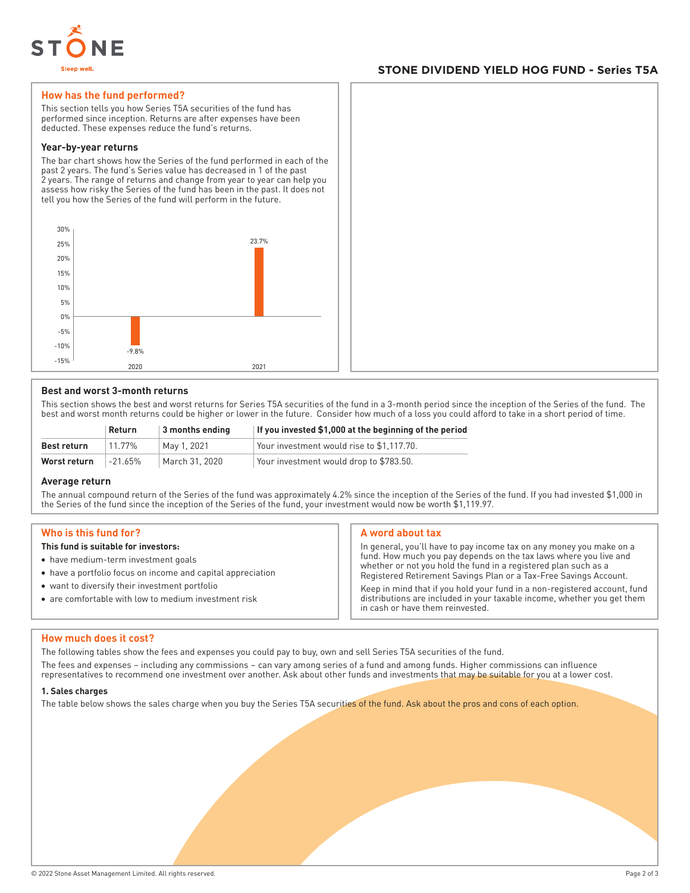## STONE DIVIDEND YIELD HOG FUND - Series T5A

## How has the fund performed?

This section tells you how Series T5A securities of the fund has performed since inception. Returns are after expenses have been deducted. These expenses reduce the fund's returns.

### Year-by-year returns

The bar chart shows how the Series of the fund performed in each of the past 2 years. The fund's Series value has decreased in 1 of the past 2 years. The range of returns and change from year to year can help you assess how risky the Series of the fund has been in the past. It does not tell you how the Series of the fund will perform in the future.

| Year | Return |
|---|---|
| 2020 | -9.8% |
| 2021 | 23.7% |

### Best and worst 3-month returns

This section shows the best and worst returns for Series T5A securities of the fund in a 3-month period since the inception of the Series of the fund. The best and worst month returns could be higher or lower in the future. Consider how much of a loss you could afford to take in a short period of time.

| | Return | 3 months ending | If you invested $1,000 at the beginning of the period |
|---|---|---|---|
| **Best return** | 11.77% | May 1, 2021 | Your investment would rise to $1,117.70. |
| **Worst return** | -21.65% | March 31, 2020 | Your investment would drop to $783.50. |

### Average return

The annual compound return of the Series of the fund was approximately 4.2% since the inception of the Series of the fund. If you had invested $1,000 in the Series of the fund since the inception of the Series of the fund, your investment would now be worth $1,119.97.

## Who is this fund for?

**This fund is suitable for investors:**

- have medium-term investment goals
- have a portfolio focus on income and capital appreciation
- want to diversify their investment portfolio
- are comfortable with low to medium investment risk

## A word about tax

In general, you'll have to pay income tax on any money you make on a fund. How much you pay depends on the tax laws where you live and whether or not you hold the fund in a registered plan such as a Registered Retirement Savings Plan or a Tax-Free Savings Account.

Keep in mind that if you hold your fund in a non-registered account, fund distributions are included in your taxable income, whether you get them in cash or have them reinvested.

## How much does it cost?

The following tables show the fees and expenses you could pay to buy, own and sell Series T5A securities of the fund.

The fees and expenses – including any commissions – can vary among series of a fund and among funds. Higher commissions can influence representatives to recommend one investment over another. Ask about other funds and investments that may be suitable for you at a lower cost.

### 1. Sales charges

The table below shows the sales charge when you buy the Series T5A securities of the fund. Ask about the pros and cons of each option.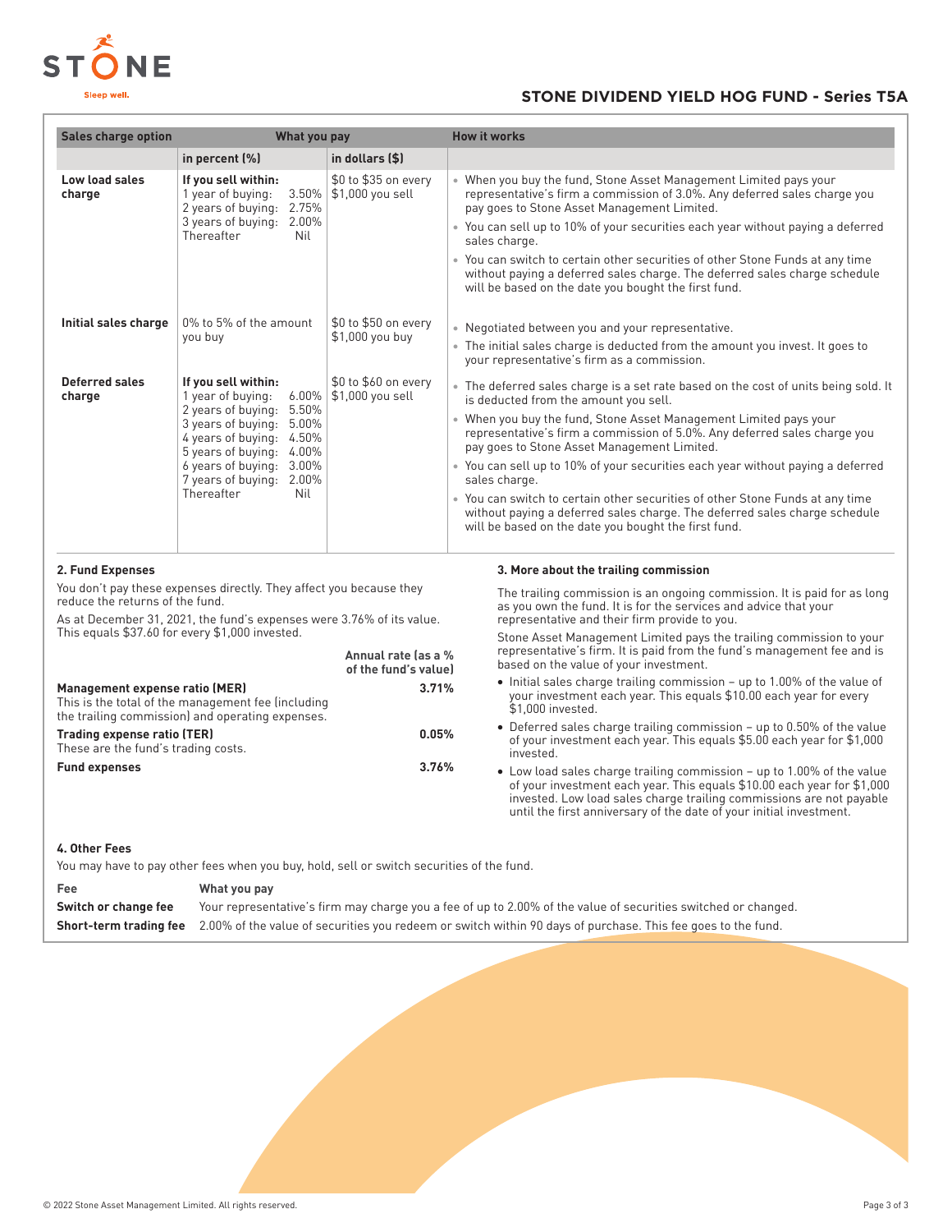| Sales charge option | What you pay | | How it works |
|---|---|---|---|
| | **in percent (%)** | **in dollars ($)** | |
| **Low load sales charge** | **If you sell within:** 1 year of buying: 3.50% 2 years of buying: 2.75% 3 years of buying: 2.00% Thereafter Nil | $0 to $35 on every $1,000 you sell | • When you buy the fund, Stone Asset Management Limited pays your representative's firm a commission of 3.0%. Any deferred sales charge you pay goes to Stone Asset Management Limited. • You can sell up to 10% of your securities each year without paying a deferred sales charge. • You can switch to certain other securities of other Stone Funds at any time without paying a deferred sales charge. The deferred sales charge schedule will be based on the date you bought the first fund. |
| **Initial sales charge** | 0% to 5% of the amount you buy | $0 to $50 on every $1,000 you buy | • Negotiated between you and your representative. • The initial sales charge is deducted from the amount you invest. It goes to your representative's firm as a commission. |
| **Deferred sales charge** | **If you sell within:** 1 year of buying: 6.00% 2 years of buying: 5.50% 3 years of buying: 5.00% 4 years of buying: 4.50% 5 years of buying: 4.00% 6 years of buying: 3.00% 7 years of buying: 2.00% Thereafter Nil | $0 to $60 on every $1,000 you sell | • The deferred sales charge is a set rate based on the cost of units being sold. It is deducted from the amount you sell. • When you buy the fund, Stone Asset Management Limited pays your representative's firm a commission of 5.0%. Any deferred sales charge you pay goes to Stone Asset Management Limited. • You can sell up to 10% of your securities each year without paying a deferred sales charge. • You can switch to certain other securities of other Stone Funds at any time without paying a deferred sales charge. The deferred sales charge schedule will be based on the date you bought the first fund. |

### 2. Fund Expenses

You don't pay these expenses directly. They affect you because they reduce the returns of the fund.

As at December 31, 2021, the fund's expenses were 3.76% of its value. This equals $37.60 for every $1,000 invested.

| | Annual rate (as a % of the fund's value) |
|---|---|
| **Management expense ratio (MER)** This is the total of the management fee (including the trailing commission) and operating expenses. | **3.71%** |
| **Trading expense ratio (TER)** These are the fund's trading costs. | **0.05%** |
| **Fund expenses** | **3.76%** |

### 3. More about the trailing commission

The trailing commission is an ongoing commission. It is paid for as long as you own the fund. It is for the services and advice that your representative and their firm provide to you.

Stone Asset Management Limited pays the trailing commission to your representative's firm. It is paid from the fund's management fee and is based on the value of your investment.

- Initial sales charge trailing commission – up to 1.00% of the value of your investment each year. This equals $10.00 each year for every $1,000 invested.
- Deferred sales charge trailing commission – up to 0.50% of the value of your investment each year. This equals $5.00 each year for $1,000 invested.
- Low load sales charge trailing commission – up to 1.00% of the value of your investment each year. This equals $10.00 each year for $1,000 invested. Low load sales charge trailing commissions are not payable until the first anniversary of the date of your initial investment.

### 4. Other Fees

You may have to pay other fees when you buy, hold, sell or switch securities of the fund.

| Fee | What you pay |
|---|---|
| **Switch or change fee** | Your representative's firm may charge you a fee of up to 2.00% of the value of securities switched or changed. |
| **Short-term trading fee** | 2.00% of the value of securities you redeem or switch within 90 days of purchase. This fee goes to the fund. |

© 2022 Stone Asset Management Limited. All rights reserved.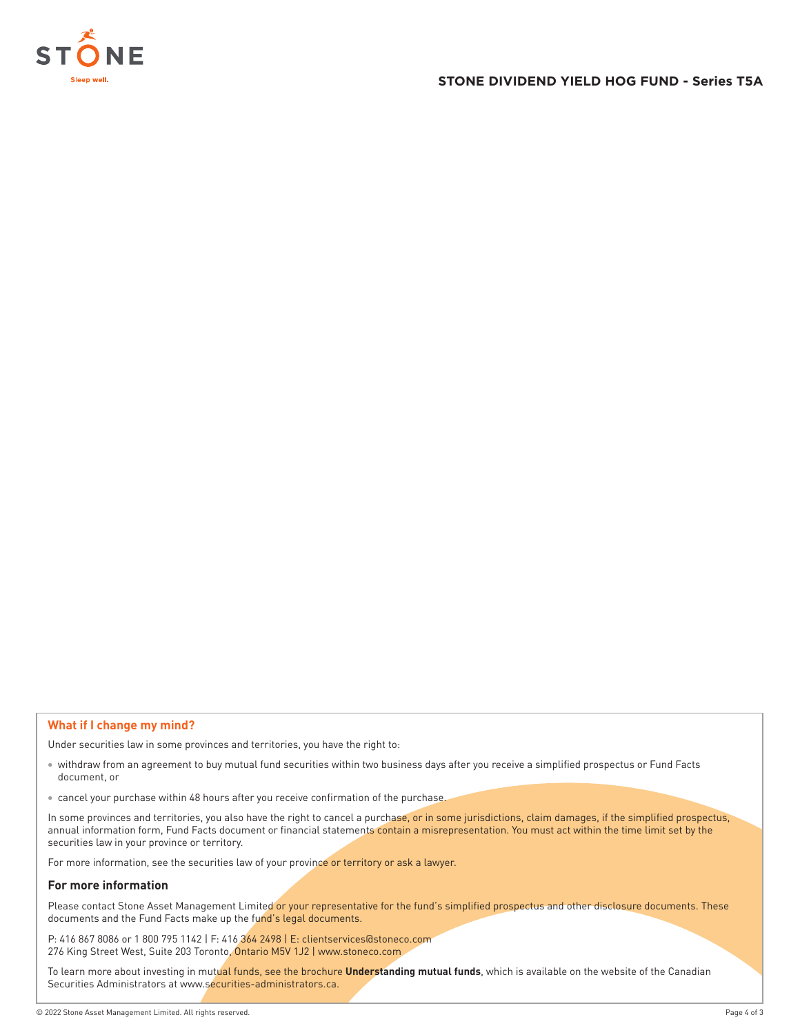## What if I change my mind?

Under securities law in some provinces and territories, you have the right to:

- withdraw from an agreement to buy mutual fund securities within two business days after you receive a simplified prospectus or Fund Facts document, or
- cancel your purchase within 48 hours after you receive confirmation of the purchase.

In some provinces and territories, you also have the right to cancel a purchase, or in some jurisdictions, claim damages, if the simplified prospectus, annual information form, Fund Facts document or financial statements contain a misrepresentation. You must act within the time limit set by the securities law in your province or territory.

For more information, see the securities law of your province or territory or ask a lawyer.

## For more information

Please contact Stone Asset Management Limited or your representative for the fund's simplified prospectus and other disclosure documents. These documents and the Fund Facts make up the fund's legal documents.

P: 416 867 8086 or 1 800 795 1142 | F: 416 364 2498 | E: clientservices@stoneco.com
276 King Street West, Suite 203 Toronto, Ontario M5V 1J2 | www.stoneco.com

To learn more about investing in mutual funds, see the brochure **Understanding mutual funds**, which is available on the website of the Canadian Securities Administrators at www.securities-administrators.ca.

© 2022 Stone Asset Management Limited. All rights reserved.